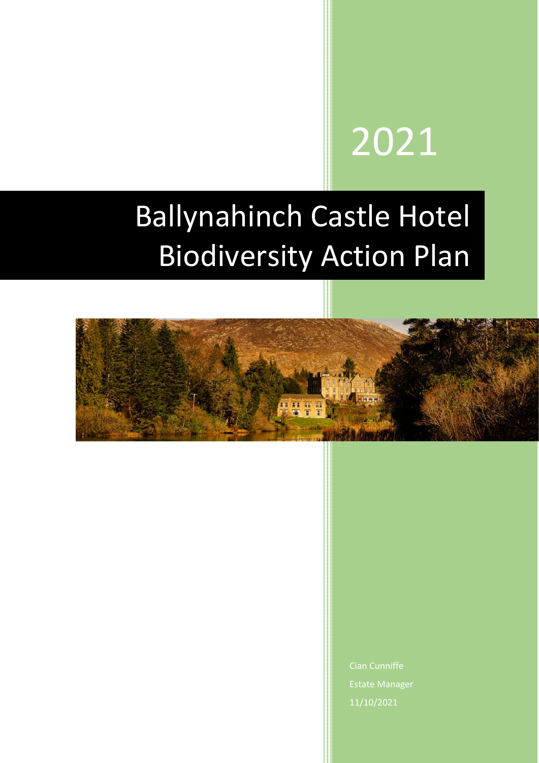2021

# Ballynahinch Castle Hotel Biodiversity Action Plan

Cian Cunniffe

Estate Manager

11/10/2021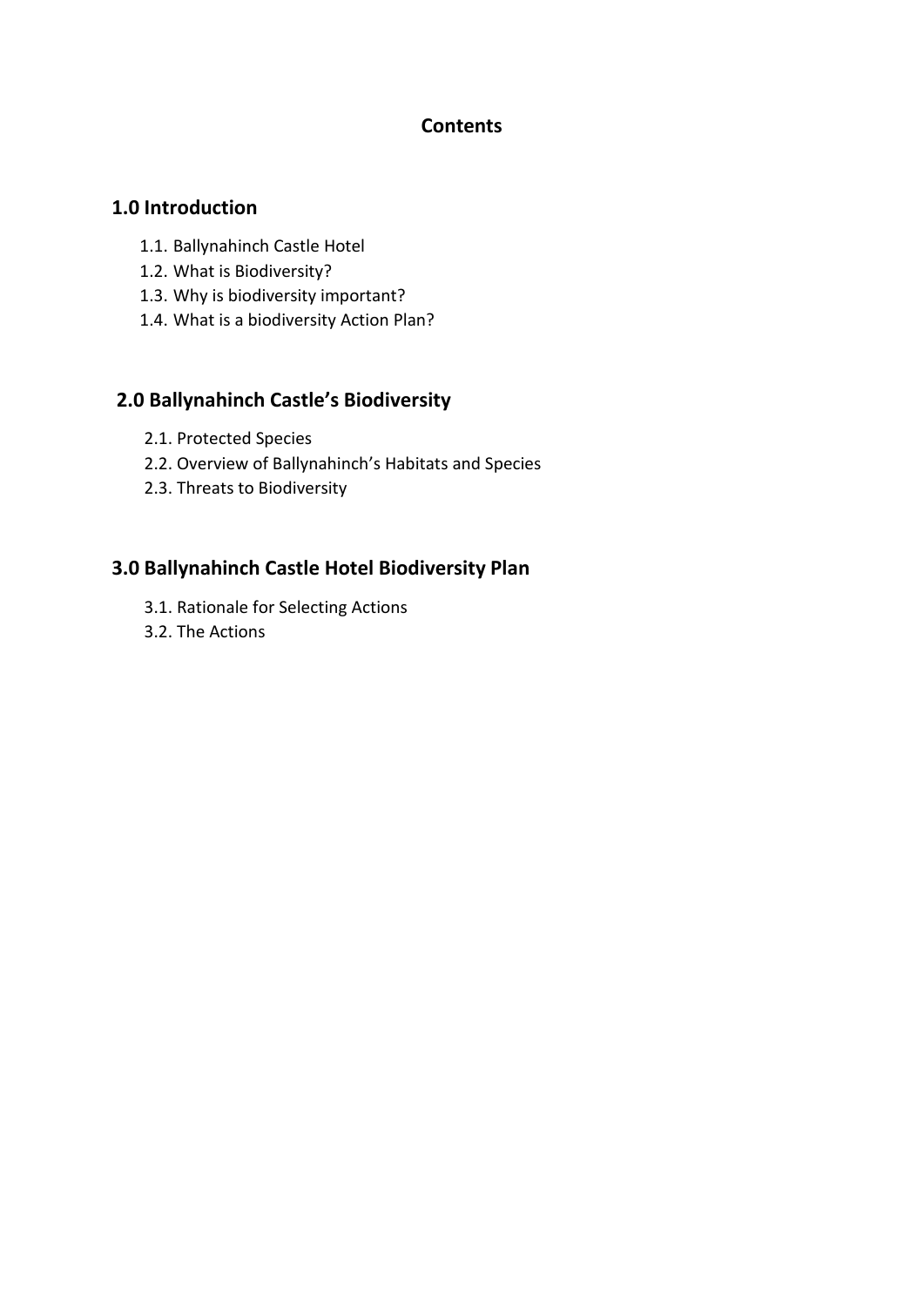# Contents

## 1.0 Introduction

1.1. Ballynahinch Castle Hotel
1.2. What is Biodiversity?
1.3. Why is biodiversity important?
1.4. What is a biodiversity Action Plan?

## 2.0 Ballynahinch Castle's Biodiversity

2.1. Protected Species
2.2. Overview of Ballynahinch's Habitats and Species
2.3. Threats to Biodiversity

## 3.0 Ballynahinch Castle Hotel Biodiversity Plan

3.1. Rationale for Selecting Actions
3.2. The Actions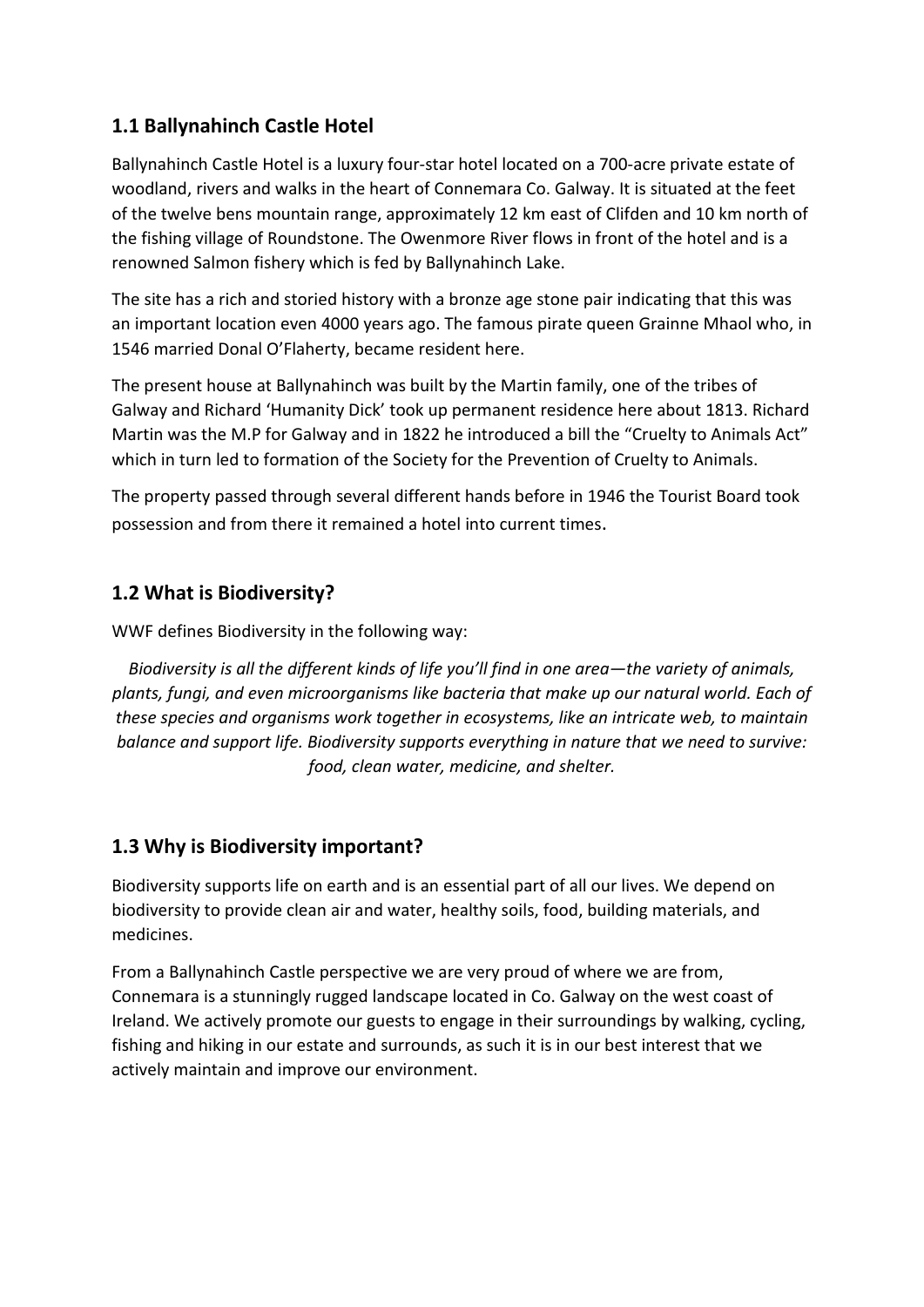## 1.1 Ballynahinch Castle Hotel

Ballynahinch Castle Hotel is a luxury four-star hotel located on a 700-acre private estate of woodland, rivers and walks in the heart of Connemara Co. Galway. It is situated at the feet of the twelve bens mountain range, approximately 12 km east of Clifden and 10 km north of the fishing village of Roundstone. The Owenmore River flows in front of the hotel and is a renowned Salmon fishery which is fed by Ballynahinch Lake.

The site has a rich and storied history with a bronze age stone pair indicating that this was an important location even 4000 years ago. The famous pirate queen Grainne Mhaol who, in 1546 married Donal O'Flaherty, became resident here.

The present house at Ballynahinch was built by the Martin family, one of the tribes of Galway and Richard 'Humanity Dick' took up permanent residence here about 1813. Richard Martin was the M.P for Galway and in 1822 he introduced a bill the "Cruelty to Animals Act" which in turn led to formation of the Society for the Prevention of Cruelty to Animals.

The property passed through several different hands before in 1946 the Tourist Board took possession and from there it remained a hotel into current times.

## 1.2 What is Biodiversity?

WWF defines Biodiversity in the following way:

*Biodiversity is all the different kinds of life you'll find in one area—the variety of animals, plants, fungi, and even microorganisms like bacteria that make up our natural world. Each of these species and organisms work together in ecosystems, like an intricate web, to maintain balance and support life. Biodiversity supports everything in nature that we need to survive: food, clean water, medicine, and shelter.*

## 1.3 Why is Biodiversity important?

Biodiversity supports life on earth and is an essential part of all our lives. We depend on biodiversity to provide clean air and water, healthy soils, food, building materials, and medicines.

From a Ballynahinch Castle perspective we are very proud of where we are from, Connemara is a stunningly rugged landscape located in Co. Galway on the west coast of Ireland. We actively promote our guests to engage in their surroundings by walking, cycling, fishing and hiking in our estate and surrounds, as such it is in our best interest that we actively maintain and improve our environment.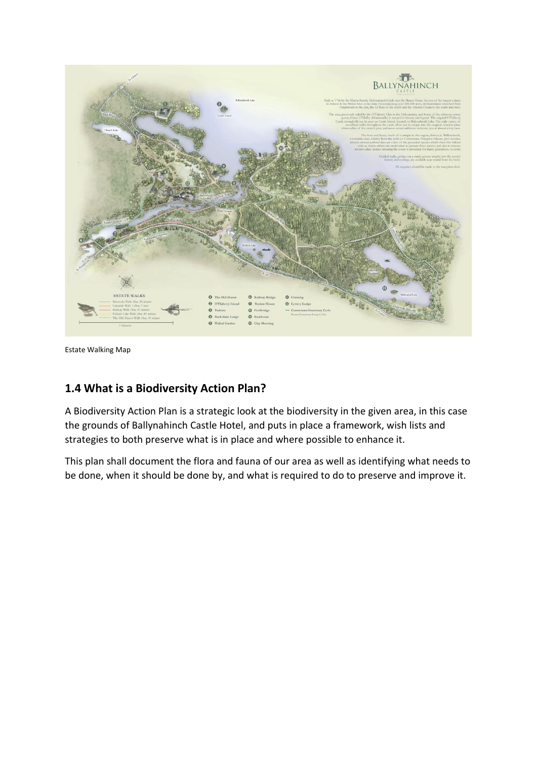Estate Walking Map

## 1.4 What is a Biodiversity Action Plan?

A Biodiversity Action Plan is a strategic look at the biodiversity in the given area, in this case the grounds of Ballynahinch Castle Hotel, and puts in place a framework, wish lists and strategies to both preserve what is in place and where possible to enhance it.

This plan shall document the flora and fauna of our area as well as identifying what needs to be done, when it should be done by, and what is required to do to preserve and improve it.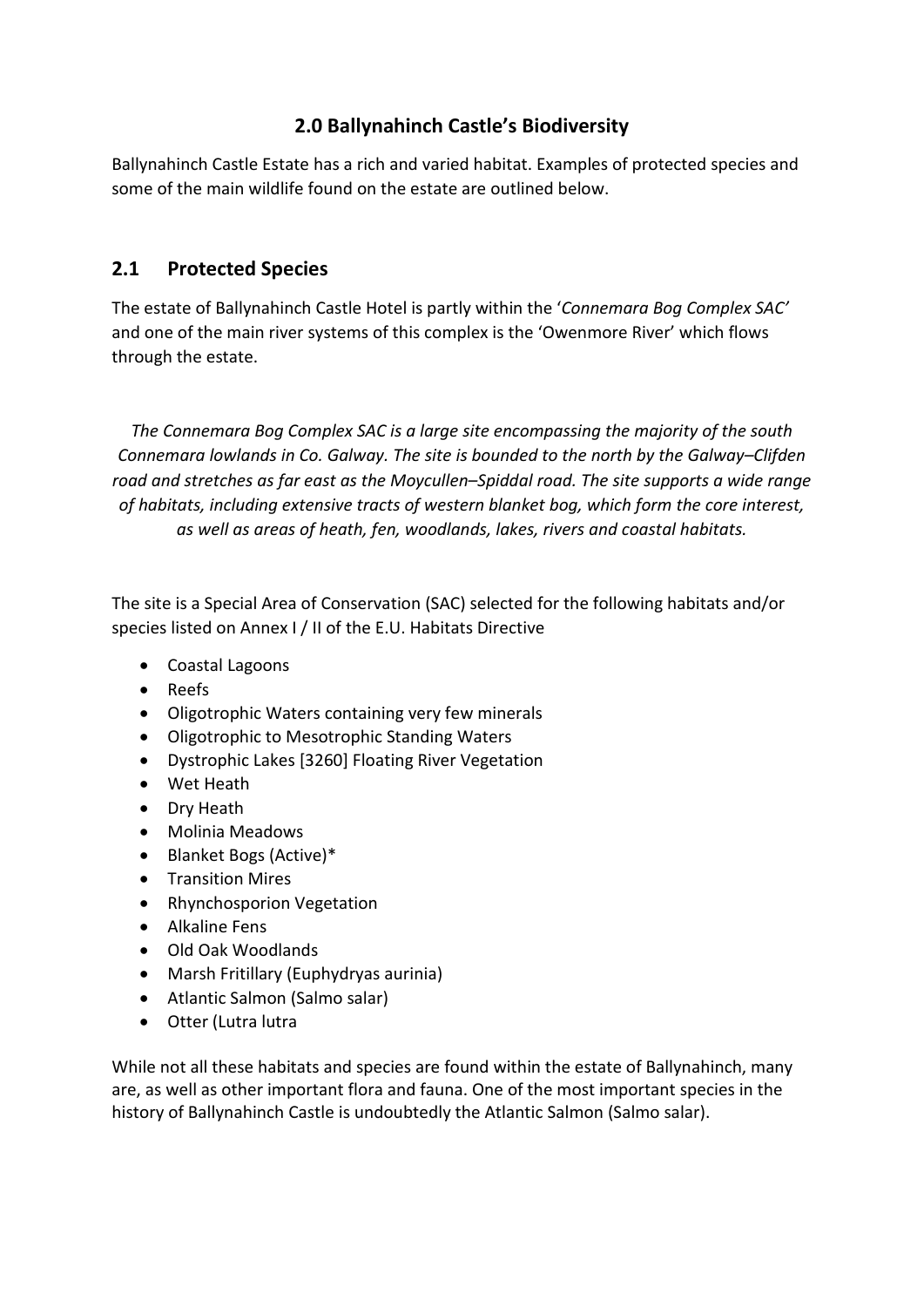# 2.0 Ballynahinch Castle's Biodiversity

Ballynahinch Castle Estate has a rich and varied habitat. Examples of protected species and some of the main wildlife found on the estate are outlined below.

## 2.1 Protected Species

The estate of Ballynahinch Castle Hotel is partly within the '*Connemara Bog Complex SAC*' and one of the main river systems of this complex is the 'Owenmore River' which flows through the estate.

*The Connemara Bog Complex SAC is a large site encompassing the majority of the south Connemara lowlands in Co. Galway. The site is bounded to the north by the Galway–Clifden road and stretches as far east as the Moycullen–Spiddal road. The site supports a wide range of habitats, including extensive tracts of western blanket bog, which form the core interest, as well as areas of heath, fen, woodlands, lakes, rivers and coastal habitats.*

The site is a Special Area of Conservation (SAC) selected for the following habitats and/or species listed on Annex I / II of the E.U. Habitats Directive

- Coastal Lagoons
- Reefs
- Oligotrophic Waters containing very few minerals
- Oligotrophic to Mesotrophic Standing Waters
- Dystrophic Lakes [3260] Floating River Vegetation
- Wet Heath
- Dry Heath
- Molinia Meadows
- Blanket Bogs (Active)*
- Transition Mires
- Rhynchosporion Vegetation
- Alkaline Fens
- Old Oak Woodlands
- Marsh Fritillary (Euphydryas aurinia)
- Atlantic Salmon (Salmo salar)
- Otter (Lutra lutra

While not all these habitats and species are found within the estate of Ballynahinch, many are, as well as other important flora and fauna. One of the most important species in the history of Ballynahinch Castle is undoubtedly the Atlantic Salmon (Salmo salar).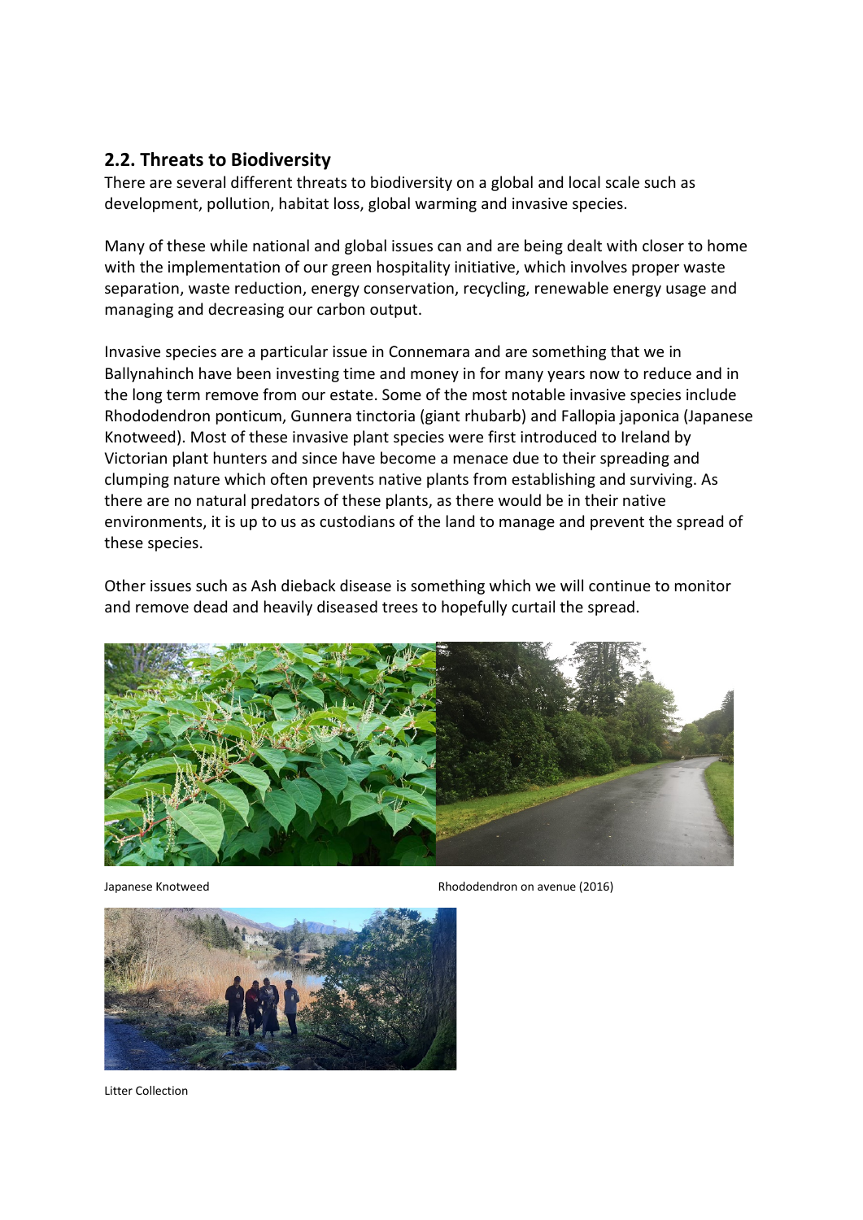## 2.2. Threats to Biodiversity

There are several different threats to biodiversity on a global and local scale such as development, pollution, habitat loss, global warming and invasive species.

Many of these while national and global issues can and are being dealt with closer to home with the implementation of our green hospitality initiative, which involves proper waste separation, waste reduction, energy conservation, recycling, renewable energy usage and managing and decreasing our carbon output.

Invasive species are a particular issue in Connemara and are something that we in Ballynahinch have been investing time and money in for many years now to reduce and in the long term remove from our estate. Some of the most notable invasive species include Rhododendron ponticum, Gunnera tinctoria (giant rhubarb) and Fallopia japonica (Japanese Knotweed). Most of these invasive plant species were first introduced to Ireland by Victorian plant hunters and since have become a menace due to their spreading and clumping nature which often prevents native plants from establishing and surviving. As there are no natural predators of these plants, as there would be in their native environments, it is up to us as custodians of the land to manage and prevent the spread of these species.

Other issues such as Ash dieback disease is something which we will continue to monitor and remove dead and heavily diseased trees to hopefully curtail the spread.

Japanese Knotweed

Rhododendron on avenue (2016)

Litter Collection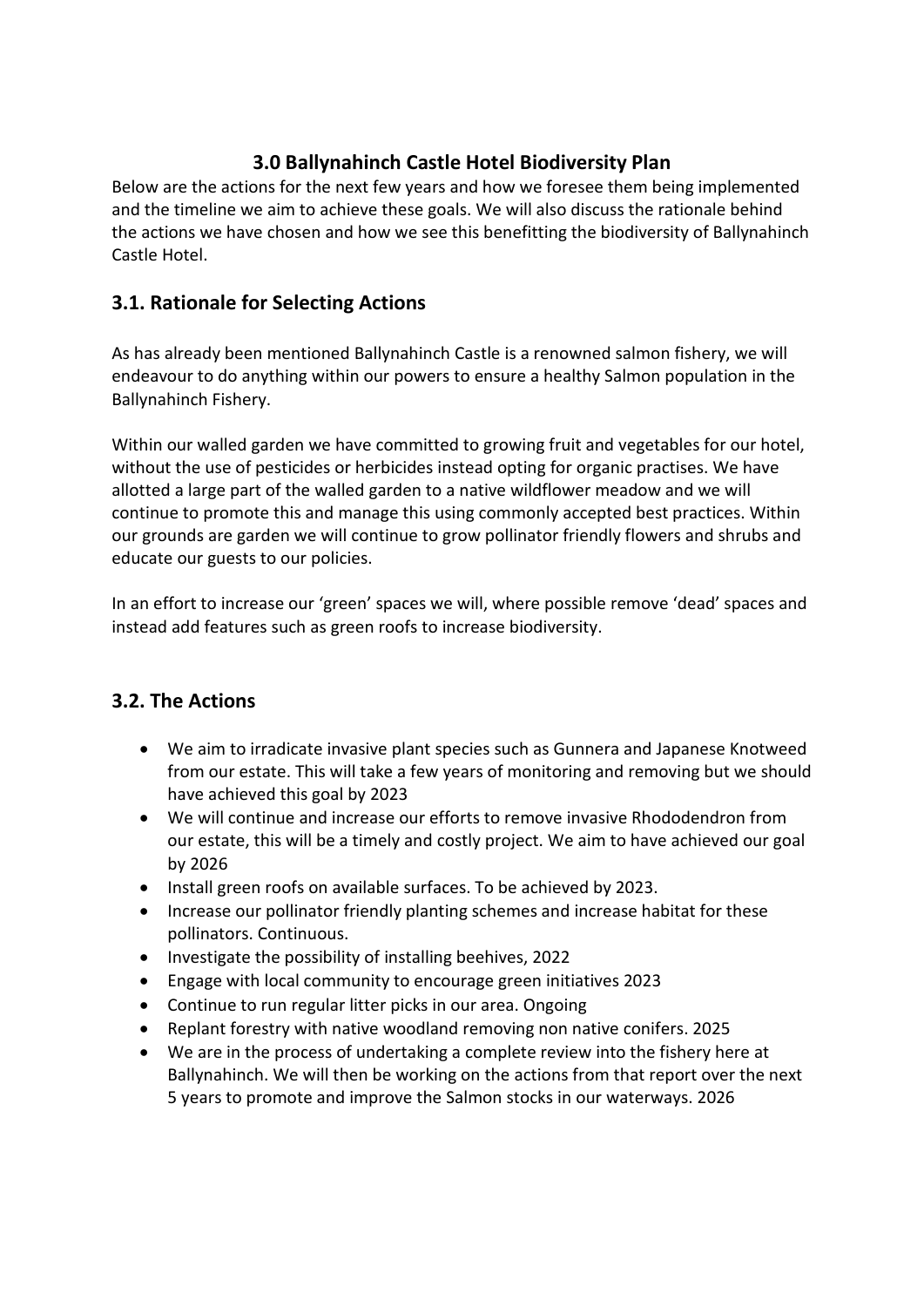# 3.0 Ballynahinch Castle Hotel Biodiversity Plan

Below are the actions for the next few years and how we foresee them being implemented and the timeline we aim to achieve these goals. We will also discuss the rationale behind the actions we have chosen and how we see this benefitting the biodiversity of Ballynahinch Castle Hotel.

## 3.1. Rationale for Selecting Actions

As has already been mentioned Ballynahinch Castle is a renowned salmon fishery, we will endeavour to do anything within our powers to ensure a healthy Salmon population in the Ballynahinch Fishery.

Within our walled garden we have committed to growing fruit and vegetables for our hotel, without the use of pesticides or herbicides instead opting for organic practises. We have allotted a large part of the walled garden to a native wildflower meadow and we will continue to promote this and manage this using commonly accepted best practices. Within our grounds are garden we will continue to grow pollinator friendly flowers and shrubs and educate our guests to our policies.

In an effort to increase our 'green' spaces we will, where possible remove 'dead' spaces and instead add features such as green roofs to increase biodiversity.

## 3.2. The Actions

- We aim to irradicate invasive plant species such as Gunnera and Japanese Knotweed from our estate. This will take a few years of monitoring and removing but we should have achieved this goal by 2023
- We will continue and increase our efforts to remove invasive Rhododendron from our estate, this will be a timely and costly project. We aim to have achieved our goal by 2026
- Install green roofs on available surfaces. To be achieved by 2023.
- Increase our pollinator friendly planting schemes and increase habitat for these pollinators. Continuous.
- Investigate the possibility of installing beehives, 2022
- Engage with local community to encourage green initiatives 2023
- Continue to run regular litter picks in our area. Ongoing
- Replant forestry with native woodland removing non native conifers. 2025
- We are in the process of undertaking a complete review into the fishery here at Ballynahinch. We will then be working on the actions from that report over the next 5 years to promote and improve the Salmon stocks in our waterways. 2026